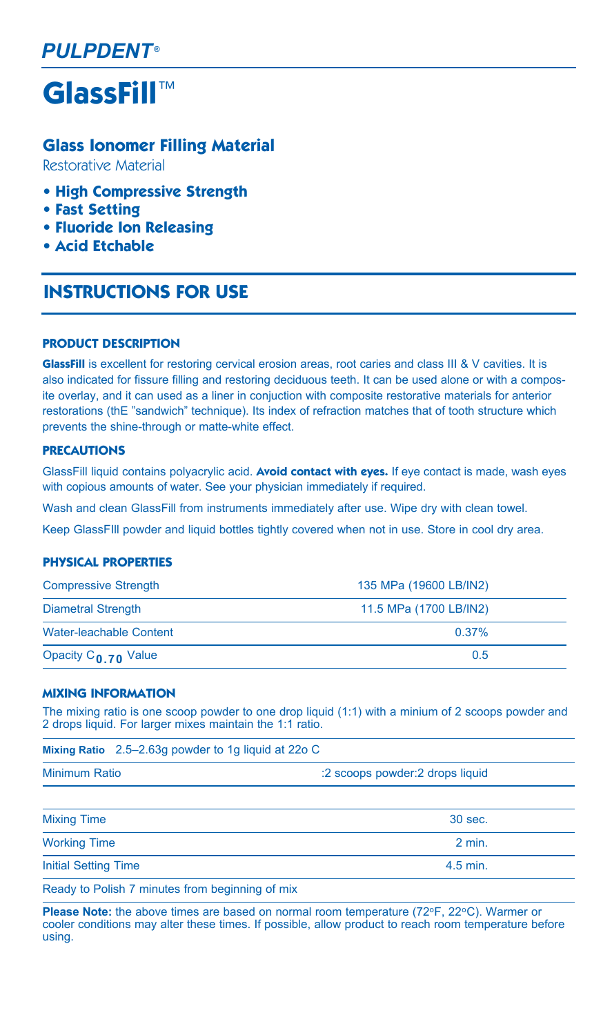***PULPDENT®***

# GlassFill™

## Glass Ionomer Filling Material

Restorative Material

- **High Compressive Strength**
- **Fast Setting**
- **Fluoride Ion Releasing**
- **Acid Etchable**

## INSTRUCTIONS FOR USE

### PRODUCT DESCRIPTION

**GlassFill** is excellent for restoring cervical erosion areas, root caries and class III & V cavities. It is also indicated for fissure filling and restoring deciduous teeth. It can be used alone or with a composite overlay, and it can used as a liner in conjuction with composite restorative materials for anterior restorations (thE "sandwich" technique). Its index of refraction matches that of tooth structure which prevents the shine-through or matte-white effect.

### PRECAUTIONS

GlassFill liquid contains polyacrylic acid. **Avoid contact with eyes.** If eye contact is made, wash eyes with copious amounts of water. See your physician immediately if required.

Wash and clean GlassFill from instruments immediately after use. Wipe dry with clean towel.

Keep GlassFIll powder and liquid bottles tightly covered when not in use. Store in cool dry area.

### PHYSICAL PROPERTIES

| | |
|---|---|
| Compressive Strength | 135 MPa (19600 LB/IN2) |
| Diametral Strength | 11.5 MPa (1700 LB/IN2) |
| Water-leachable Content | 0.37% |
| Opacity $C_{0.70}$ Value | 0.5 |

### MIXING INFORMATION

The mixing ratio is one scoop powder to one drop liquid (1:1) with a minium of 2 scoops powder and 2 drops liquid. For larger mixes maintain the 1:1 ratio.

| | |
|---|---|
| **Mixing Ratio** 2.5–2.63g powder to 1g liquid at 22o C | |
| Minimum Ratio | :2 scoops powder:2 drops liquid |

| | |
|---|---|
| Mixing Time | 30 sec. |
| Working Time | 2 min. |
| Initial Setting Time | 4.5 min. |
| Ready to Polish 7 minutes from beginning of mix | |

**Please Note:** the above times are based on normal room temperature (72ºF, 22ºC). Warmer or cooler conditions may alter these times. If possible, allow product to reach room temperature before using.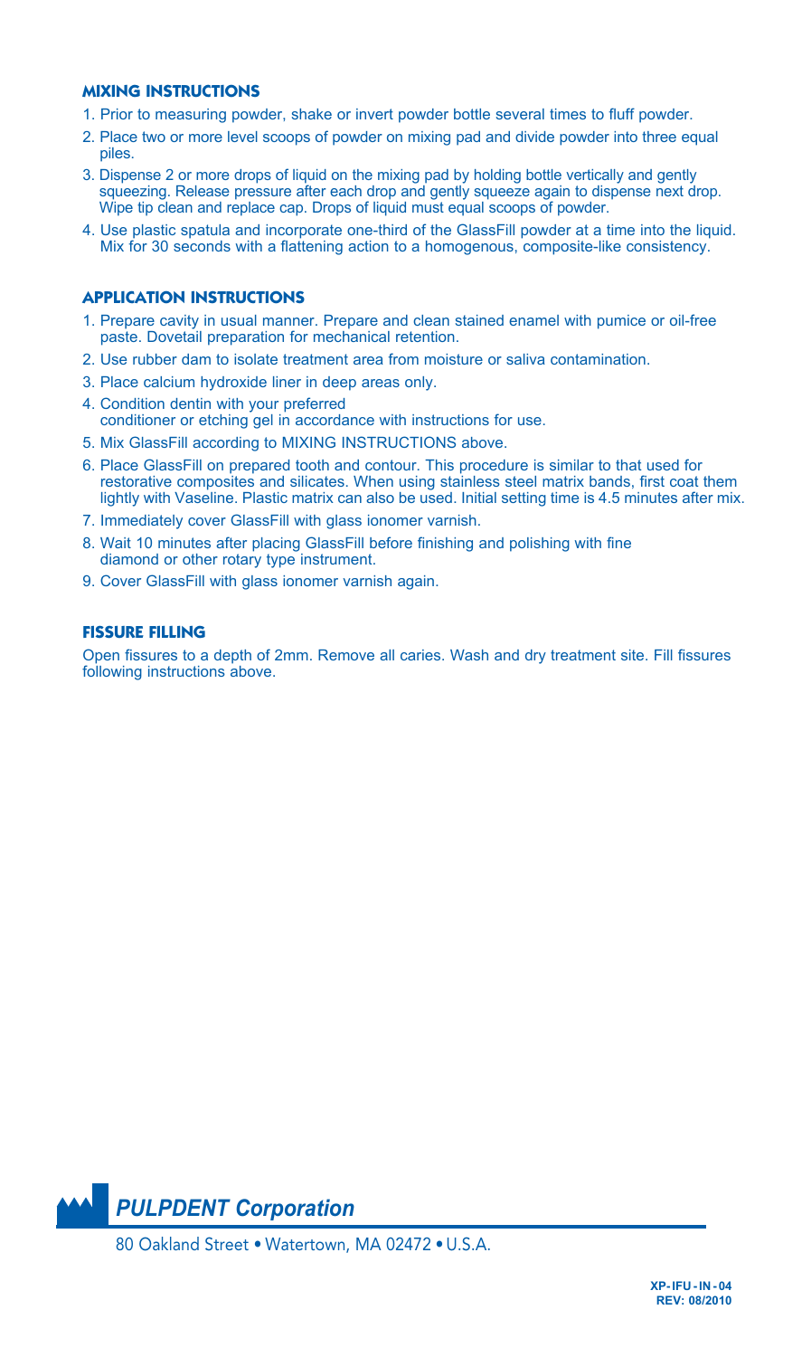## MIXING INSTRUCTIONS

1. Prior to measuring powder, shake or invert powder bottle several times to fluff powder.
2. Place two or more level scoops of powder on mixing pad and divide powder into three equal piles.
3. Dispense 2 or more drops of liquid on the mixing pad by holding bottle vertically and gently squeezing. Release pressure after each drop and gently squeeze again to dispense next drop. Wipe tip clean and replace cap. Drops of liquid must equal scoops of powder.
4. Use plastic spatula and incorporate one-third of the GlassFill powder at a time into the liquid. Mix for 30 seconds with a flattening action to a homogenous, composite-like consistency.

## APPLICATION INSTRUCTIONS

1. Prepare cavity in usual manner. Prepare and clean stained enamel with pumice or oil-free paste. Dovetail preparation for mechanical retention.
2. Use rubber dam to isolate treatment area from moisture or saliva contamination.
3. Place calcium hydroxide liner in deep areas only.
4. Condition dentin with your preferred conditioner or etching gel in accordance with instructions for use.
5. Mix GlassFill according to MIXING INSTRUCTIONS above.
6. Place GlassFill on prepared tooth and contour. This procedure is similar to that used for restorative composites and silicates. When using stainless steel matrix bands, first coat them lightly with Vaseline. Plastic matrix can also be used. Initial setting time is 4.5 minutes after mix.
7. Immediately cover GlassFill with glass ionomer varnish.
8. Wait 10 minutes after placing GlassFill before finishing and polishing with fine diamond or other rotary type instrument.
9. Cover GlassFill with glass ionomer varnish again.

## FISSURE FILLING

Open fissures to a depth of 2mm. Remove all caries. Wash and dry treatment site. Fill fissures following instructions above.

***PULPDENT Corporation***

80 Oakland Street • Watertown, MA 02472 • U.S.A.

XP-IFU-IN-04
REV: 08/2010